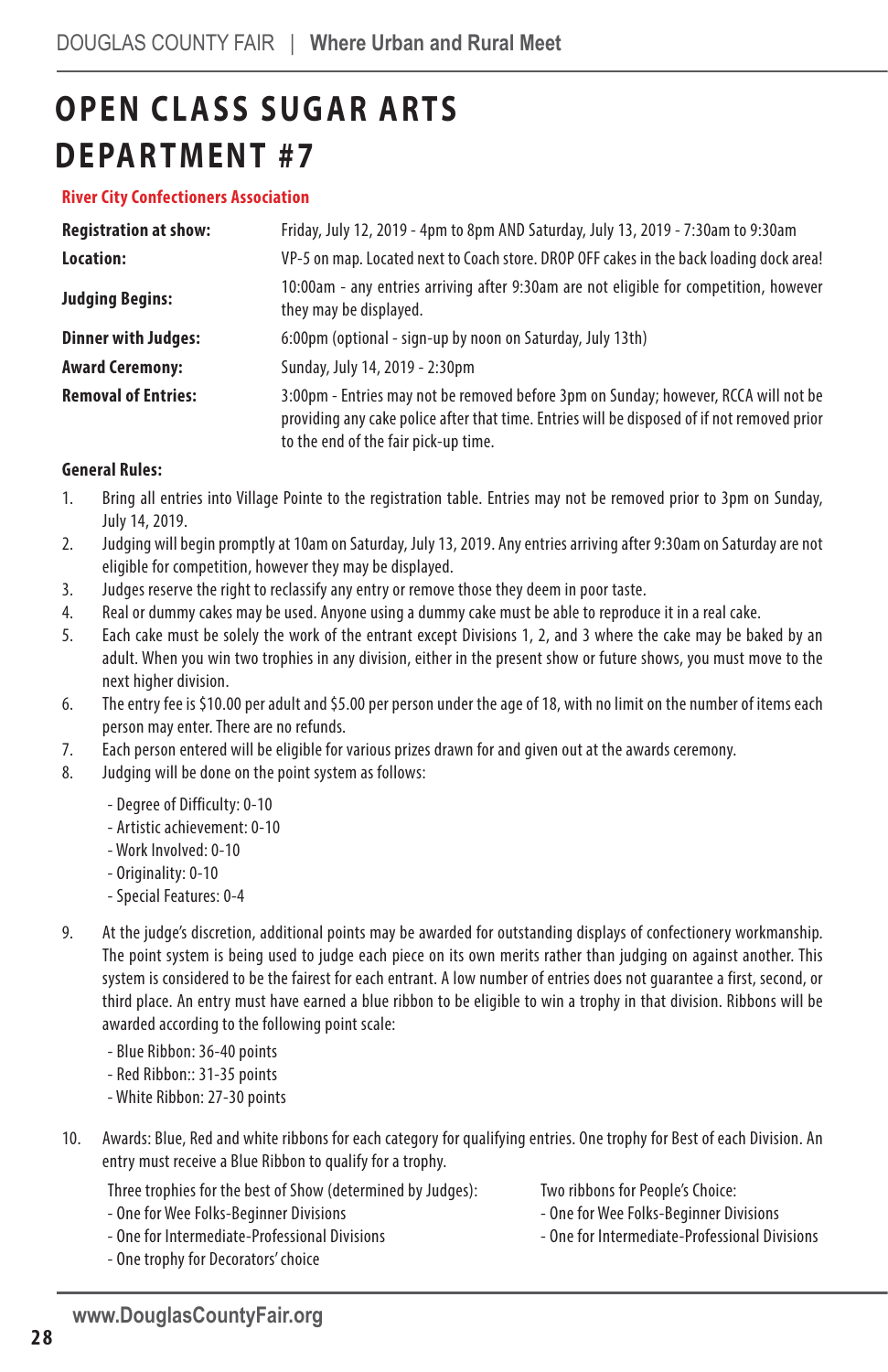# OPEN CLASS SUGAR ARTS DEPARTMENT #7

**River City Confectioners Association**

| | |
|---|---|
| **Registration at show:** | Friday, July 12, 2019 - 4pm to 8pm AND Saturday, July 13, 2019 - 7:30am to 9:30am |
| **Location:** | VP-5 on map. Located next to Coach store. DROP OFF cakes in the back loading dock area! |
| **Judging Begins:** | 10:00am - any entries arriving after 9:30am are not eligible for competition, however they may be displayed. |
| **Dinner with Judges:** | 6:00pm (optional - sign-up by noon on Saturday, July 13th) |
| **Award Ceremony:** | Sunday, July 14, 2019 - 2:30pm |
| **Removal of Entries:** | 3:00pm - Entries may not be removed before 3pm on Sunday; however, RCCA will not be providing any cake police after that time. Entries will be disposed of if not removed prior to the end of the fair pick-up time. |

**General Rules:**

1. Bring all entries into Village Pointe to the registration table. Entries may not be removed prior to 3pm on Sunday, July 14, 2019.
2. Judging will begin promptly at 10am on Saturday, July 13, 2019. Any entries arriving after 9:30am on Saturday are not eligible for competition, however they may be displayed.
3. Judges reserve the right to reclassify any entry or remove those they deem in poor taste.
4. Real or dummy cakes may be used. Anyone using a dummy cake must be able to reproduce it in a real cake.
5. Each cake must be solely the work of the entrant except Divisions 1, 2, and 3 where the cake may be baked by an adult. When you win two trophies in any division, either in the present show or future shows, you must move to the next higher division.
6. The entry fee is $10.00 per adult and $5.00 per person under the age of 18, with no limit on the number of items each person may enter. There are no refunds.
7. Each person entered will be eligible for various prizes drawn for and given out at the awards ceremony.
8. Judging will be done on the point system as follows:
   - Degree of Difficulty: 0-10
   - Artistic achievement: 0-10
   - Work Involved: 0-10
   - Originality: 0-10
   - Special Features: 0-4
9. At the judge's discretion, additional points may be awarded for outstanding displays of confectionery workmanship. The point system is being used to judge each piece on its own merits rather than judging on against another. This system is considered to be the fairest for each entrant. A low number of entries does not guarantee a first, second, or third place. An entry must have earned a blue ribbon to be eligible to win a trophy in that division. Ribbons will be awarded according to the following point scale:
   - Blue Ribbon: 36-40 points
   - Red Ribbon:: 31-35 points
   - White Ribbon: 27-30 points
10. Awards: Blue, Red and white ribbons for each category for qualifying entries. One trophy for Best of each Division. An entry must receive a Blue Ribbon to qualify for a trophy.

    Three trophies for the best of Show (determined by Judges):
    - One for Wee Folks-Beginner Divisions
    - One for Intermediate-Professional Divisions
    - One trophy for Decorators' choice

    Two ribbons for People's Choice:
    - One for Wee Folks-Beginner Divisions
    - One for Intermediate-Professional Divisions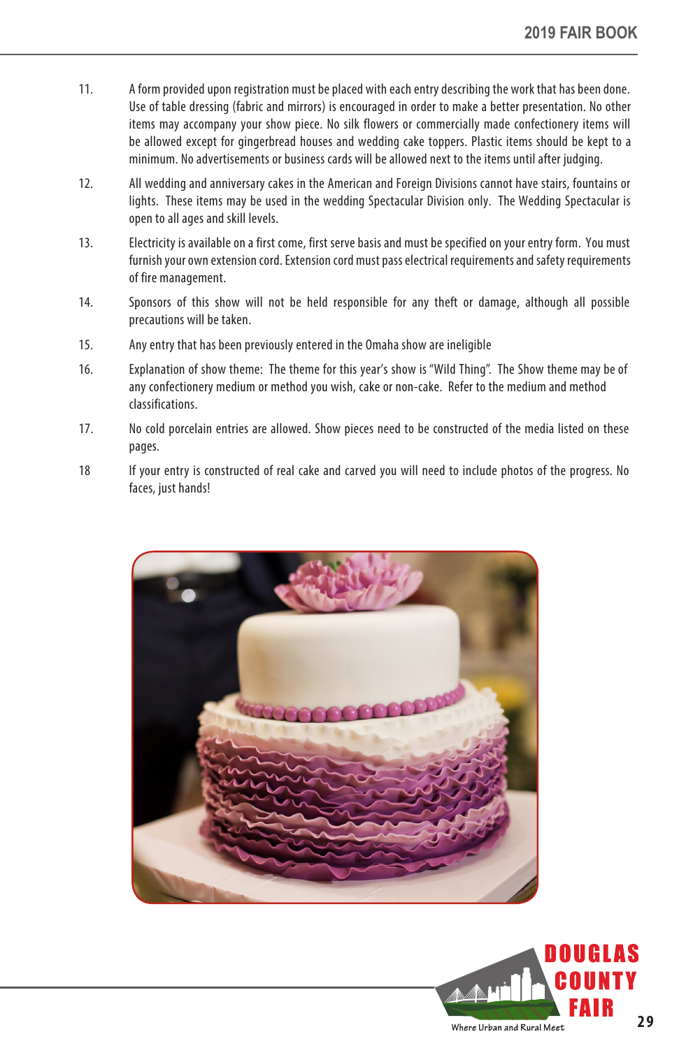11. A form provided upon registration must be placed with each entry describing the work that has been done. Use of table dressing (fabric and mirrors) is encouraged in order to make a better presentation. No other items may accompany your show piece. No silk flowers or commercially made confectionery items will be allowed except for gingerbread houses and wedding cake toppers. Plastic items should be kept to a minimum. No advertisements or business cards will be allowed next to the items until after judging.

12. All wedding and anniversary cakes in the American and Foreign Divisions cannot have stairs, fountains or lights. These items may be used in the wedding Spectacular Division only. The Wedding Spectacular is open to all ages and skill levels.

13. Electricity is available on a first come, first serve basis and must be specified on your entry form. You must furnish your own extension cord. Extension cord must pass electrical requirements and safety requirements of fire management.

14. Sponsors of this show will not be held responsible for any theft or damage, although all possible precautions will be taken.

15. Any entry that has been previously entered in the Omaha show are ineligible

16. Explanation of show theme: The theme for this year's show is "Wild Thing". The Show theme may be of any confectionery medium or method you wish, cake or non-cake. Refer to the medium and method classifications.

17. No cold porcelain entries are allowed. Show pieces need to be constructed of the media listed on these pages.

18. If your entry is constructed of real cake and carved you will need to include photos of the progress. No faces, just hands!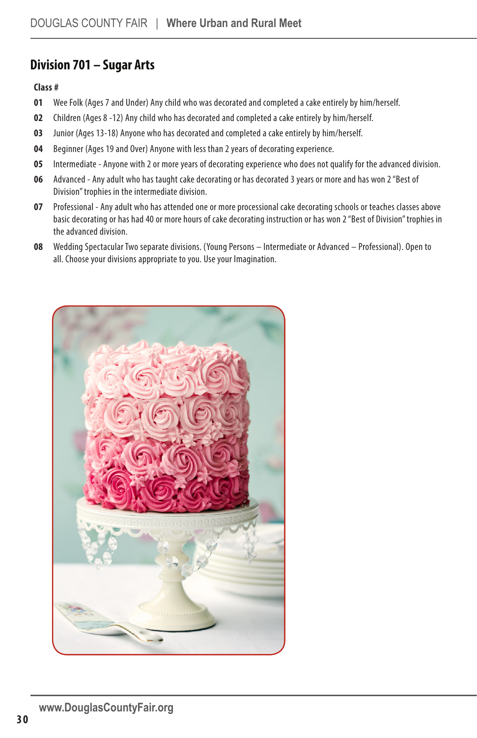## Division 701 – Sugar Arts

**Class #**

**01** Wee Folk (Ages 7 and Under) Any child who was decorated and completed a cake entirely by him/herself.

**02** Children (Ages 8 -12) Any child who has decorated and completed a cake entirely by him/herself.

**03** Junior (Ages 13-18) Anyone who has decorated and completed a cake entirely by him/herself.

**04** Beginner (Ages 19 and Over) Anyone with less than 2 years of decorating experience.

**05** Intermediate - Anyone with 2 or more years of decorating experience who does not qualify for the advanced division.

**06** Advanced - Any adult who has taught cake decorating or has decorated 3 years or more and has won 2 "Best of Division" trophies in the intermediate division.

**07** Professional - Any adult who has attended one or more processional cake decorating schools or teaches classes above basic decorating or has had 40 or more hours of cake decorating instruction or has won 2 "Best of Division" trophies in the advanced division.

**08** Wedding Spectacular Two separate divisions. (Young Persons – Intermediate or Advanced – Professional). Open to all. Choose your divisions appropriate to you. Use your Imagination.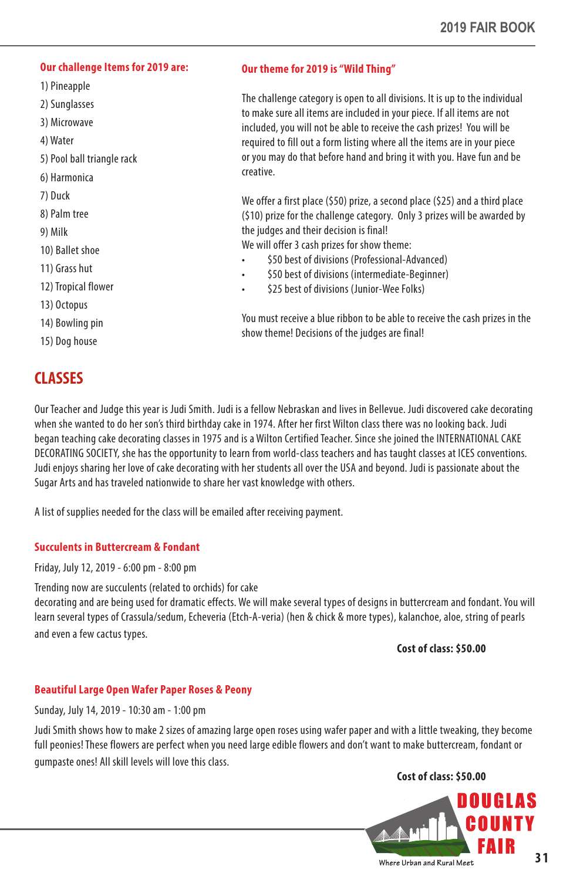### Our challenge Items for 2019 are:

1) Pineapple
2) Sunglasses
3) Microwave
4) Water
5) Pool ball triangle rack
6) Harmonica
7) Duck
8) Palm tree
9) Milk
10) Ballet shoe
11) Grass hut
12) Tropical flower
13) Octopus
14) Bowling pin
15) Dog house

### Our theme for 2019 is "Wild Thing"

The challenge category is open to all divisions. It is up to the individual to make sure all items are included in your piece. If all items are not included, you will not be able to receive the cash prizes! You will be required to fill out a form listing where all the items are in your piece or you may do that before hand and bring it with you. Have fun and be creative.

We offer a first place ($50) prize, a second place ($25) and a third place ($10) prize for the challenge category. Only 3 prizes will be awarded by the judges and their decision is final!

We will offer 3 cash prizes for show theme:

- $50 best of divisions (Professional-Advanced)
- $50 best of divisions (intermediate-Beginner)
- $25 best of divisions (Junior-Wee Folks)

You must receive a blue ribbon to be able to receive the cash prizes in the show theme! Decisions of the judges are final!

## CLASSES

Our Teacher and Judge this year is Judi Smith. Judi is a fellow Nebraskan and lives in Bellevue. Judi discovered cake decorating when she wanted to do her son's third birthday cake in 1974. After her first Wilton class there was no looking back. Judi began teaching cake decorating classes in 1975 and is a Wilton Certified Teacher. Since she joined the INTERNATIONAL CAKE DECORATING SOCIETY, she has the opportunity to learn from world-class teachers and has taught classes at ICES conventions. Judi enjoys sharing her love of cake decorating with her students all over the USA and beyond. Judi is passionate about the Sugar Arts and has traveled nationwide to share her vast knowledge with others.

A list of supplies needed for the class will be emailed after receiving payment.

### Succulents in Buttercream & Fondant

Friday, July 12, 2019 - 6:00 pm - 8:00 pm

Trending now are succulents (related to orchids) for cake decorating and are being used for dramatic effects. We will make several types of designs in buttercream and fondant. You will learn several types of Crassula/sedum, Echeveria (Etch-A-veria) (hen & chick & more types), kalanchoe, aloe, string of pearls and even a few cactus types.

**Cost of class: $50.00**

### Beautiful Large Open Wafer Paper Roses & Peony

Sunday, July 14, 2019 - 10:30 am - 1:00 pm

Judi Smith shows how to make 2 sizes of amazing large open roses using wafer paper and with a little tweaking, they become full peonies! These flowers are perfect when you need large edible flowers and don't want to make buttercream, fondant or gumpaste ones! All skill levels will love this class.

**Cost of class: $50.00**

DOUGLAS COUNTY FAIR
Where Urban and Rural Meet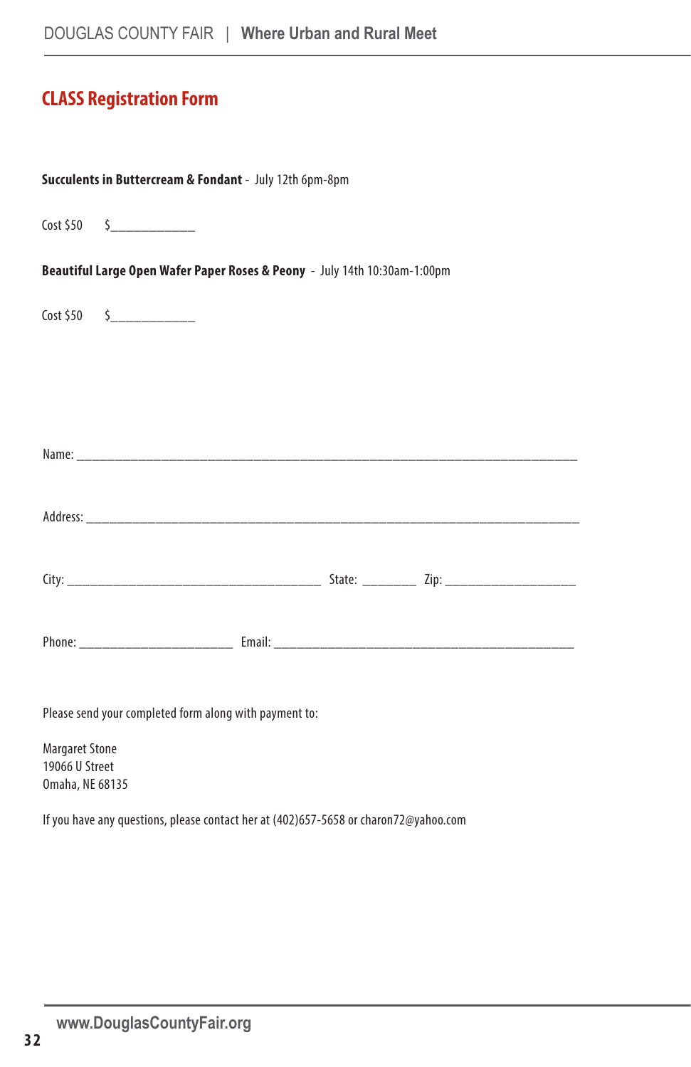## CLASS Registration Form

**Succulents in Buttercream & Fondant** - July 12th 6pm-8pm

Cost $50 $____________

**Beautiful Large Open Wafer Paper Roses & Peony** - July 14th 10:30am-1:00pm

Cost $50 $____________

Name: ______________________________________________________________________

Address: ____________________________________________________________________

City: ____________________________________ State: ________ Zip: __________________

Phone: ______________________ Email: ____________________________________________

Please send your completed form along with payment to:

Margaret Stone
19066 U Street
Omaha, NE 68135

If you have any questions, please contact her at (402)657-5658 or charon72@yahoo.com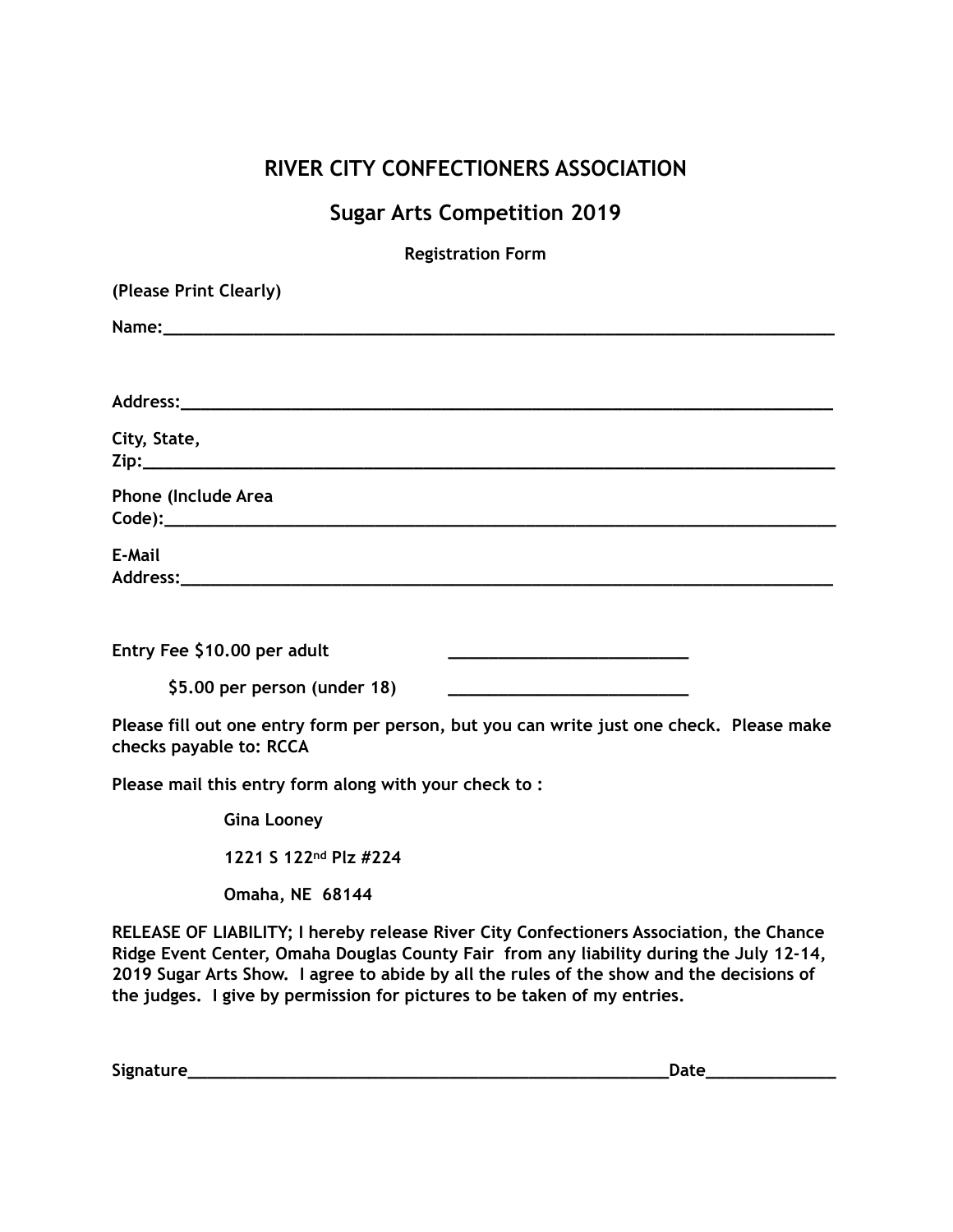# RIVER CITY CONFECTIONERS ASSOCIATION

## Sugar Arts Competition 2019

### Registration Form

**(Please Print Clearly)**

**Name:**___________________________________________________________________________

**Address:**_________________________________________________________________________

**City, State, Zip:**___________________________________________________________________

**Phone (Include Area Code):**__________________________________________________________

**E-Mail Address:**____________________________________________________________________

**Entry Fee $10.00 per adult** ___________________________

**$5.00 per person (under 18)** ___________________________

**Please fill out one entry form per person, but you can write just one check. Please make checks payable to: RCCA**

**Please mail this entry form along with your check to :**

**Gina Looney**

**1221 S 122nd Plz #224**

**Omaha, NE 68144**

**RELEASE OF LIABILITY; I hereby release River City Confectioners Association, the Chance Ridge Event Center, Omaha Douglas County Fair from any liability during the July 12-14, 2019 Sugar Arts Show. I agree to abide by all the rules of the show and the decisions of the judges. I give by permission for pictures to be taken of my entries.**

**Signature**______________________________________________________**Date**______________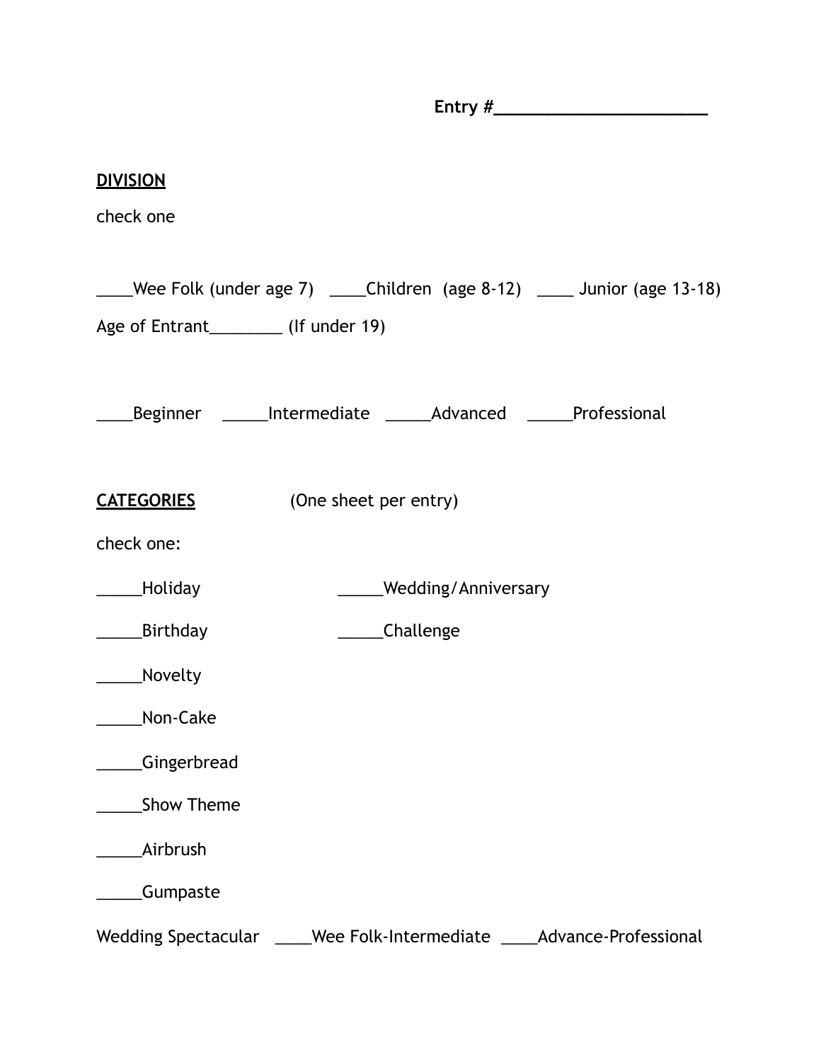**Entry #________________________**

**DIVISION**

check one

____Wee Folk (under age 7)   ____Children  (age 8-12)   ____ Junior (age 13-18)

Age of Entrant________ (If under 19)

____Beginner   _____Intermediate   _____Advanced   _____Professional

**CATEGORIES**   (One sheet per entry)

check one:

_____Holiday   _____Wedding/Anniversary

_____Birthday   _____Challenge

_____Novelty

_____Non-Cake

_____Gingerbread

_____Show Theme

_____Airbrush

_____Gumpaste

Wedding Spectacular   ____Wee Folk-Intermediate   ____Advance-Professional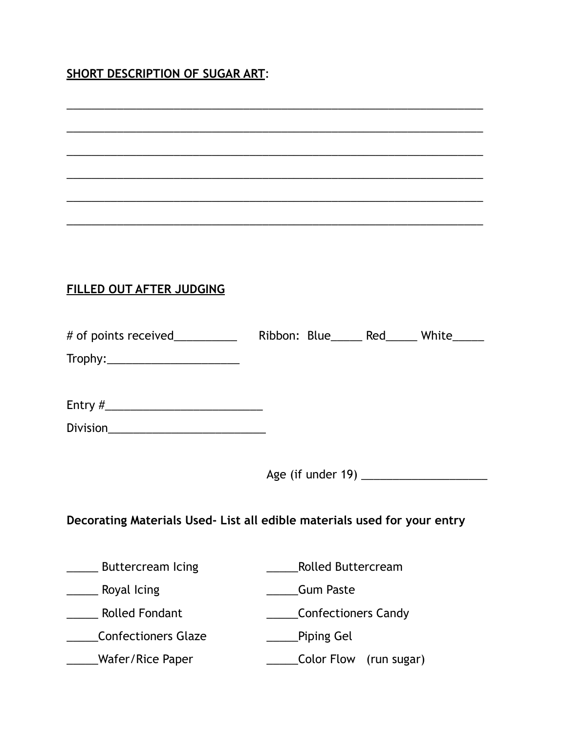**SHORT DESCRIPTION OF SUGAR ART**:

______________________________________________________________________

______________________________________________________________________

______________________________________________________________________

______________________________________________________________________

______________________________________________________________________

______________________________________________________________________

**FILLED OUT AFTER JUDGING**

# of points received__________ Ribbon: Blue_____ Red_____ White_____

Trophy:_____________________

Entry #_________________________

Division_________________________

Age (if under 19) ____________________

**Decorating Materials Used- List all edible materials used for your entry**

_____ Buttercream Icing

_____ Royal Icing

_____ Rolled Fondant

_____Confectioners Glaze

_____Wafer/Rice Paper

_____Rolled Buttercream

_____Gum Paste

_____Confectioners Candy

_____Piping Gel

_____Color Flow (run sugar)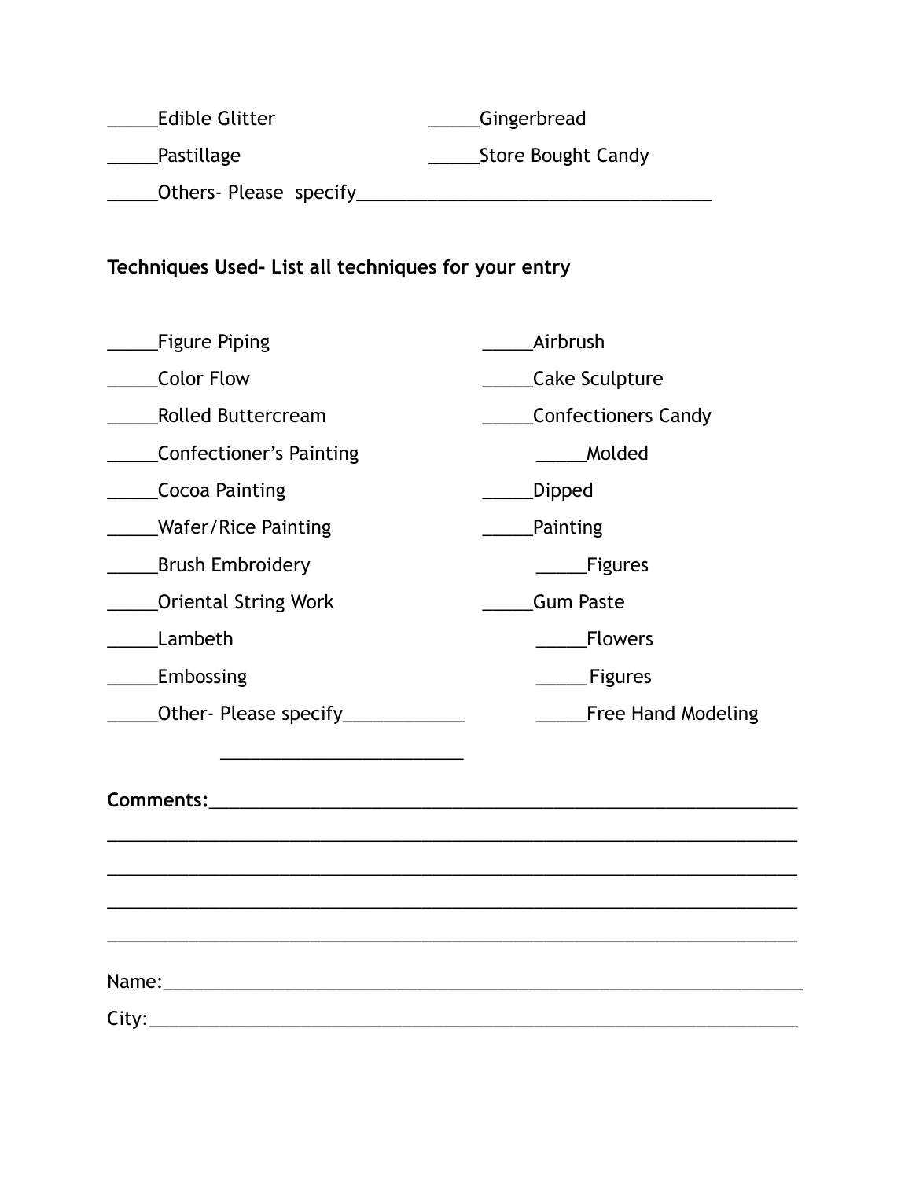_____Edible Glitter

_____Gingerbread

_____Pastillage

_____Store Bought Candy

_____Others- Please specify____________________________________

**Techniques Used- List all techniques for your entry**

_____Figure Piping

_____Color Flow

_____Rolled Buttercream

_____Confectioner's Painting

_____Cocoa Painting

_____Wafer/Rice Painting

_____Brush Embroidery

_____Oriental String Work

_____Lambeth

_____Embossing

_____Other- Please specify____________

________________________

_____Airbrush

_____Cake Sculpture

_____Confectioners Candy

- _____Molded

_____Dipped

_____Painting

- _____Figures

_____Gum Paste

- _____Flowers
- _____Figures
- _____Free Hand Modeling

**Comments:**_______________________________________________________

_____________________________________________________________________

_____________________________________________________________________

_____________________________________________________________________

_____________________________________________________________________

Name:_______________________________________________________________

City:________________________________________________________________